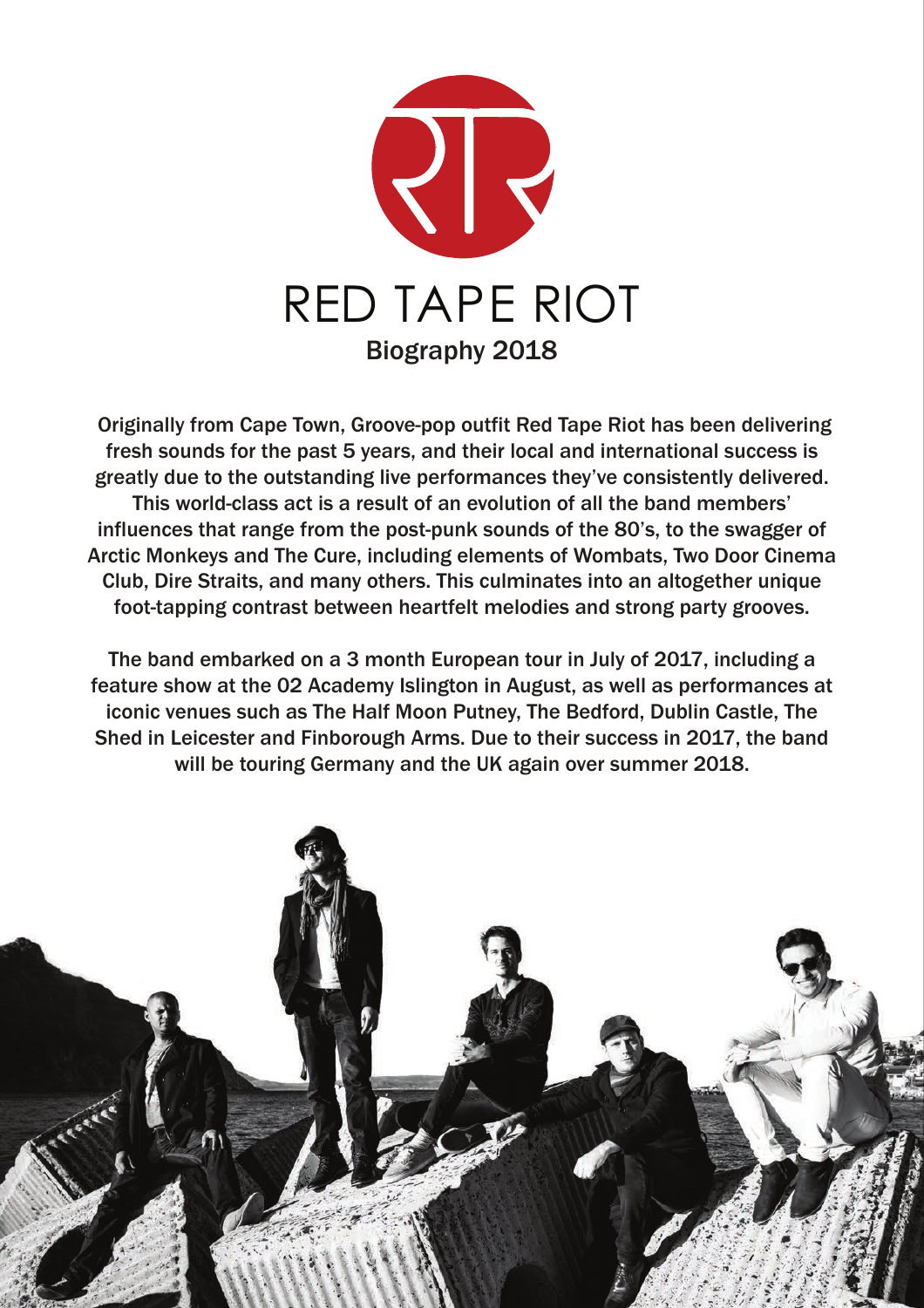# RED TAPE RIOT

## Biography 2018

Originally from Cape Town, Groove-pop outfit Red Tape Riot has been delivering fresh sounds for the past 5 years, and their local and international success is greatly due to the outstanding live performances they've consistently delivered. This world-class act is a result of an evolution of all the band members' influences that range from the post-punk sounds of the 80's, to the swagger of Arctic Monkeys and The Cure, including elements of Wombats, Two Door Cinema Club, Dire Straits, and many others. This culminates into an altogether unique foot-tapping contrast between heartfelt melodies and strong party grooves.

The band embarked on a 3 month European tour in July of 2017, including a feature show at the 02 Academy Islington in August, as well as performances at iconic venues such as The Half Moon Putney, The Bedford, Dublin Castle, The Shed in Leicester and Finborough Arms. Due to their success in 2017, the band will be touring Germany and the UK again over summer 2018.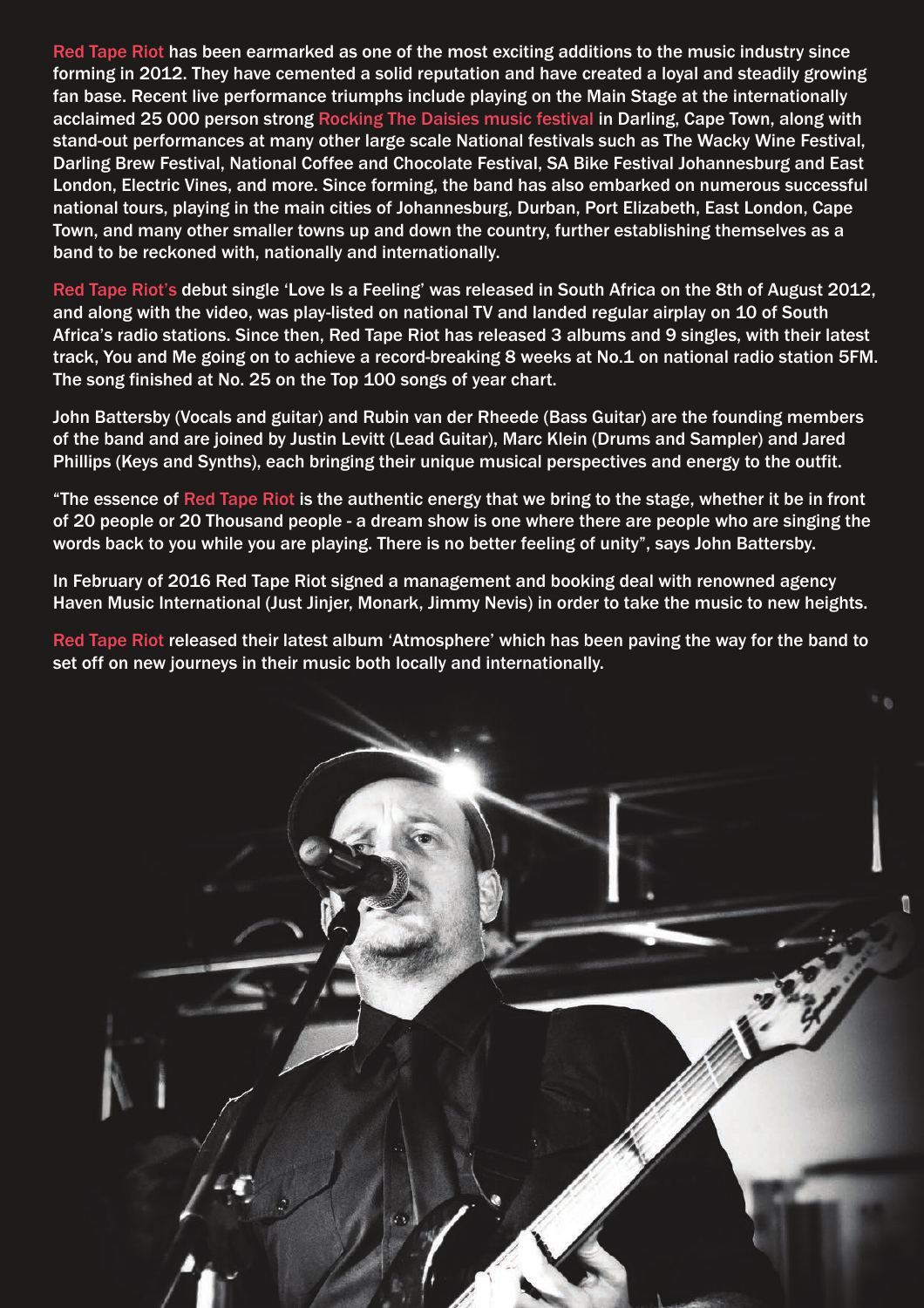Red Tape Riot has been earmarked as one of the most exciting additions to the music industry since forming in 2012. They have cemented a solid reputation and have created a loyal and steadily growing fan base. Recent live performance triumphs include playing on the Main Stage at the internationally acclaimed 25 000 person strong Rocking The Daisies music festival in Darling, Cape Town, along with stand-out performances at many other large scale National festivals such as The Wacky Wine Festival, Darling Brew Festival, National Coffee and Chocolate Festival, SA Bike Festival Johannesburg and East London, Electric Vines, and more. Since forming, the band has also embarked on numerous successful national tours, playing in the main cities of Johannesburg, Durban, Port Elizabeth, East London, Cape Town, and many other smaller towns up and down the country, further establishing themselves as a band to be reckoned with, nationally and internationally.

Red Tape Riot's debut single 'Love Is a Feeling' was released in South Africa on the 8th of August 2012, and along with the video, was play-listed on national TV and landed regular airplay on 10 of South Africa's radio stations. Since then, Red Tape Riot has released 3 albums and 9 singles, with their latest track, You and Me going on to achieve a record-breaking 8 weeks at No.1 on national radio station 5FM. The song finished at No. 25 on the Top 100 songs of year chart.

John Battersby (Vocals and guitar) and Rubin van der Rheede (Bass Guitar) are the founding members of the band and are joined by Justin Levitt (Lead Guitar), Marc Klein (Drums and Sampler) and Jared Phillips (Keys and Synths), each bringing their unique musical perspectives and energy to the outfit.

"The essence of Red Tape Riot is the authentic energy that we bring to the stage, whether it be in front of 20 people or 20 Thousand people - a dream show is one where there are people who are singing the words back to you while you are playing. There is no better feeling of unity", says John Battersby.

In February of 2016 Red Tape Riot signed a management and booking deal with renowned agency Haven Music International (Just Jinjer, Monark, Jimmy Nevis) in order to take the music to new heights.

Red Tape Riot released their latest album 'Atmosphere' which has been paving the way for the band to set off on new journeys in their music both locally and internationally.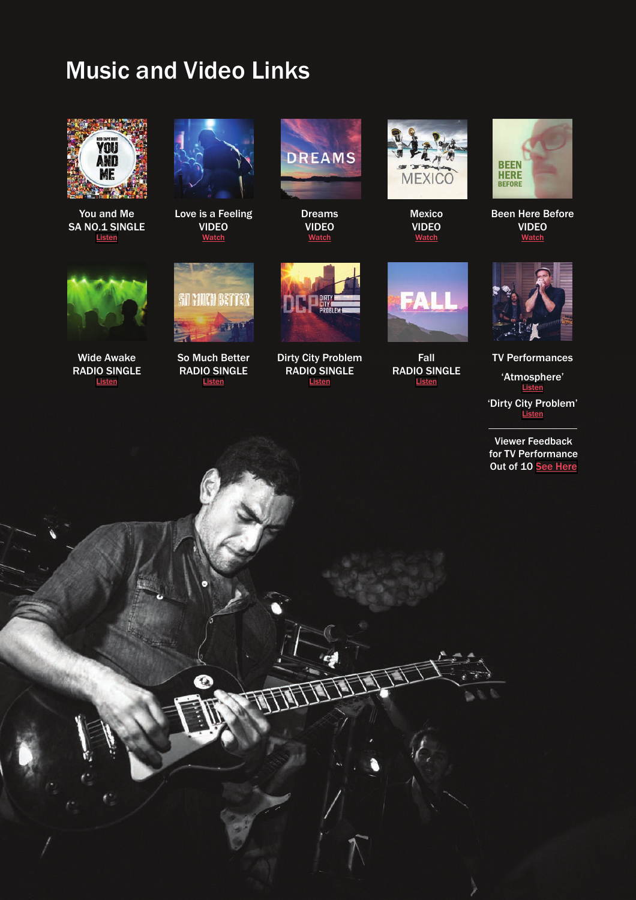# Music and Video Links

You and Me
SA NO.1 SINGLE
Listen

Love is a Feeling
VIDEO
Watch

Dreams
VIDEO
Watch

Mexico
VIDEO
Watch

Been Here Before
VIDEO
Watch

Wide Awake
RADIO SINGLE
Listen

So Much Better
RADIO SINGLE
Listen

Dirty City Problem
RADIO SINGLE
Listen

Fall
RADIO SINGLE
Listen

TV Performances

'Atmosphere'
Listen

'Dirty City Problem'
Listen

---

Viewer Feedback for TV Performance Out of 10 See Here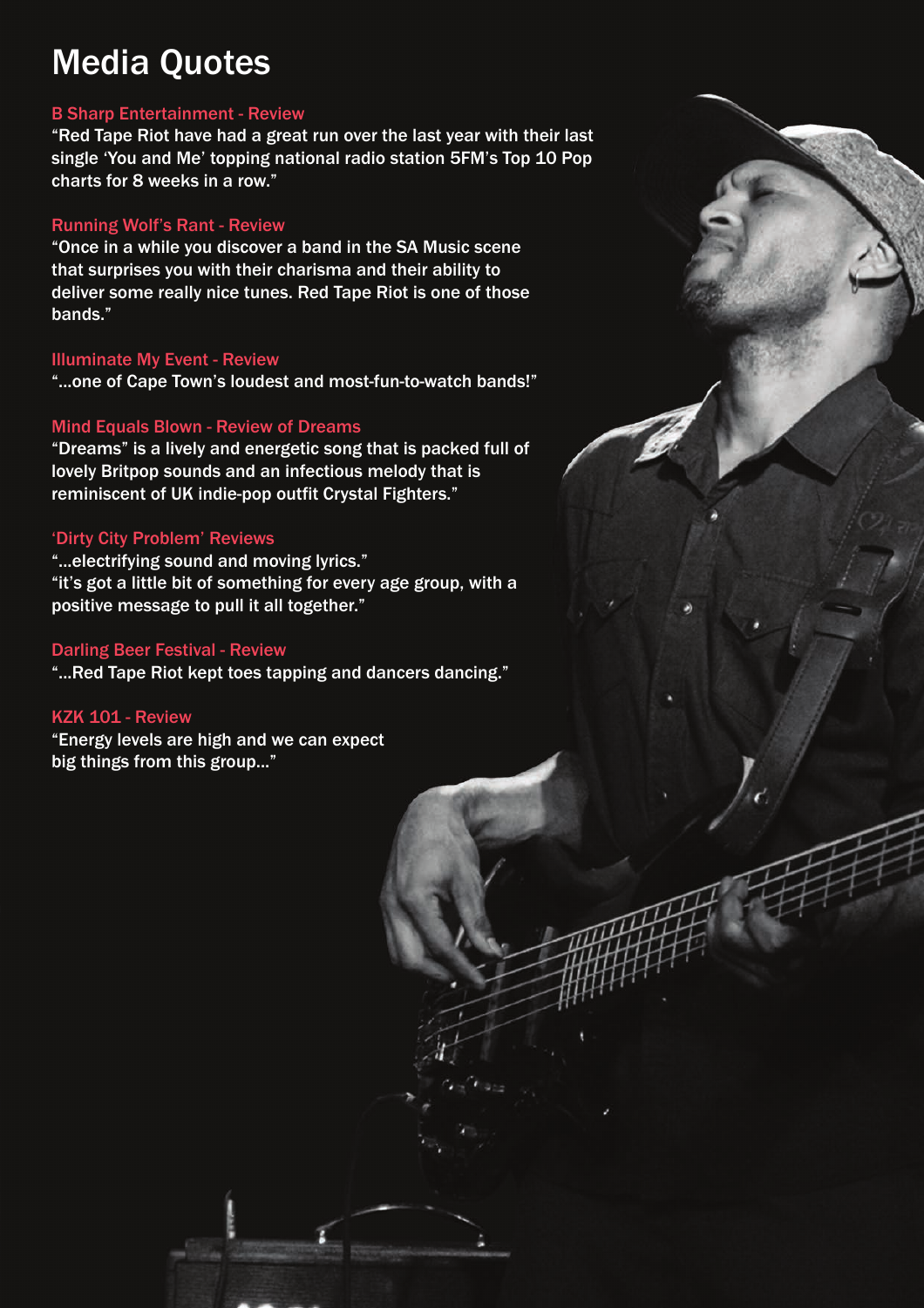# Media Quotes

**B Sharp Entertainment - Review**

"Red Tape Riot have had a great run over the last year with their last single 'You and Me' topping national radio station 5FM's Top 10 Pop charts for 8 weeks in a row."

**Running Wolf's Rant - Review**

"Once in a while you discover a band in the SA Music scene that surprises you with their charisma and their ability to deliver some really nice tunes. Red Tape Riot is one of those bands."

**Illuminate My Event - Review**

"...one of Cape Town's loudest and most-fun-to-watch bands!"

**Mind Equals Blown - Review of Dreams**

"Dreams" is a lively and energetic song that is packed full of lovely Britpop sounds and an infectious melody that is reminiscent of UK indie-pop outfit Crystal Fighters."

**'Dirty City Problem' Reviews**

"...electrifying sound and moving lyrics."
"it's got a little bit of something for every age group, with a positive message to pull it all together."

**Darling Beer Festival - Review**

"...Red Tape Riot kept toes tapping and dancers dancing."

**KZK 101 - Review**

"Energy levels are high and we can expect big things from this group..."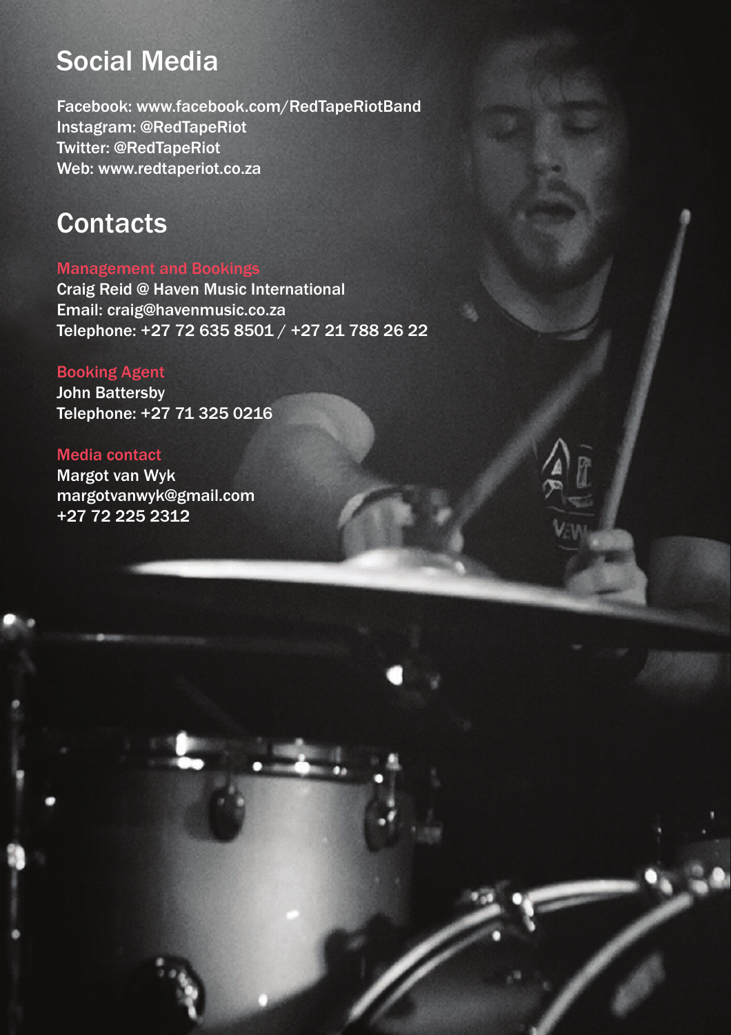## Social Media

Facebook: www.facebook.com/RedTapeRiotBand
Instagram: @RedTapeRiot
Twitter: @RedTapeRiot
Web: www.redtaperiot.co.za

## Contacts

### Management and Bookings

Craig Reid @ Haven Music International
Email: craig@havenmusic.co.za
Telephone: +27 72 635 8501 / +27 21 788 26 22

### Booking Agent

John Battersby
Telephone: +27 71 325 0216

### Media contact

Margot van Wyk
margotvanwyk@gmail.com
+27 72 225 2312